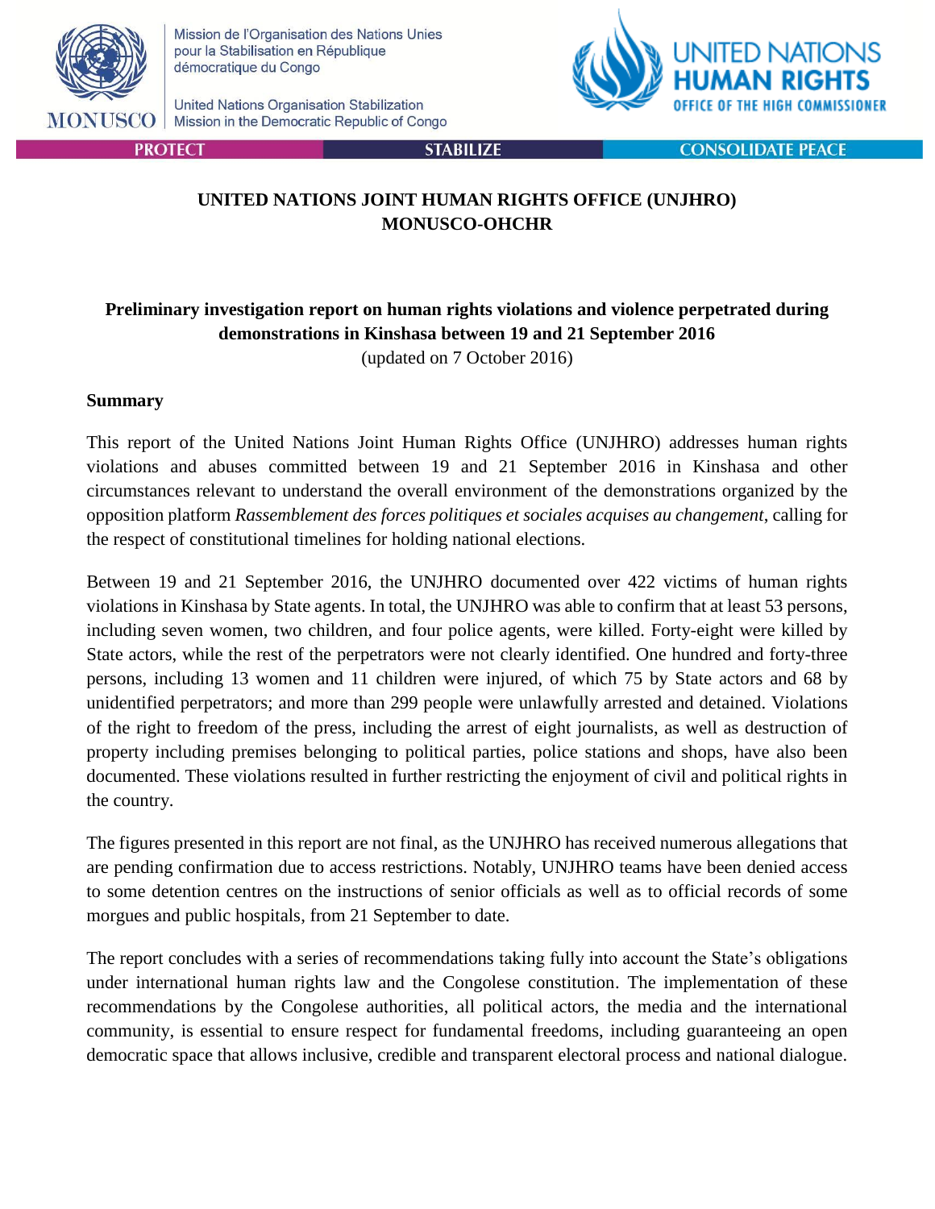Mission de l'Organisation des Nations Unies pour la Stabilisation en République démocratique du Congo

United Nations Organisation Stabilization Mission in the Democratic Republic of Congo

MONUSCO

UNITED NATIONS HUMAN RIGHTS OFFICE OF THE HIGH COMMISSIONER

PROTECT | STABILIZE | CONSOLIDATE PEACE

**UNITED NATIONS JOINT HUMAN RIGHTS OFFICE (UNJHRO) MONUSCO-OHCHR**

# Preliminary investigation report on human rights violations and violence perpetrated during demonstrations in Kinshasa between 19 and 21 September 2016

(updated on 7 October 2016)

## Summary

This report of the United Nations Joint Human Rights Office (UNJHRO) addresses human rights violations and abuses committed between 19 and 21 September 2016 in Kinshasa and other circumstances relevant to understand the overall environment of the demonstrations organized by the opposition platform *Rassemblement des forces politiques et sociales acquises au changement*, calling for the respect of constitutional timelines for holding national elections.

Between 19 and 21 September 2016, the UNJHRO documented over 422 victims of human rights violations in Kinshasa by State agents. In total, the UNJHRO was able to confirm that at least 53 persons, including seven women, two children, and four police agents, were killed. Forty-eight were killed by State actors, while the rest of the perpetrators were not clearly identified. One hundred and forty-three persons, including 13 women and 11 children were injured, of which 75 by State actors and 68 by unidentified perpetrators; and more than 299 people were unlawfully arrested and detained. Violations of the right to freedom of the press, including the arrest of eight journalists, as well as destruction of property including premises belonging to political parties, police stations and shops, have also been documented. These violations resulted in further restricting the enjoyment of civil and political rights in the country.

The figures presented in this report are not final, as the UNJHRO has received numerous allegations that are pending confirmation due to access restrictions. Notably, UNJHRO teams have been denied access to some detention centres on the instructions of senior officials as well as to official records of some morgues and public hospitals, from 21 September to date.

The report concludes with a series of recommendations taking fully into account the State's obligations under international human rights law and the Congolese constitution. The implementation of these recommendations by the Congolese authorities, all political actors, the media and the international community, is essential to ensure respect for fundamental freedoms, including guaranteeing an open democratic space that allows inclusive, credible and transparent electoral process and national dialogue.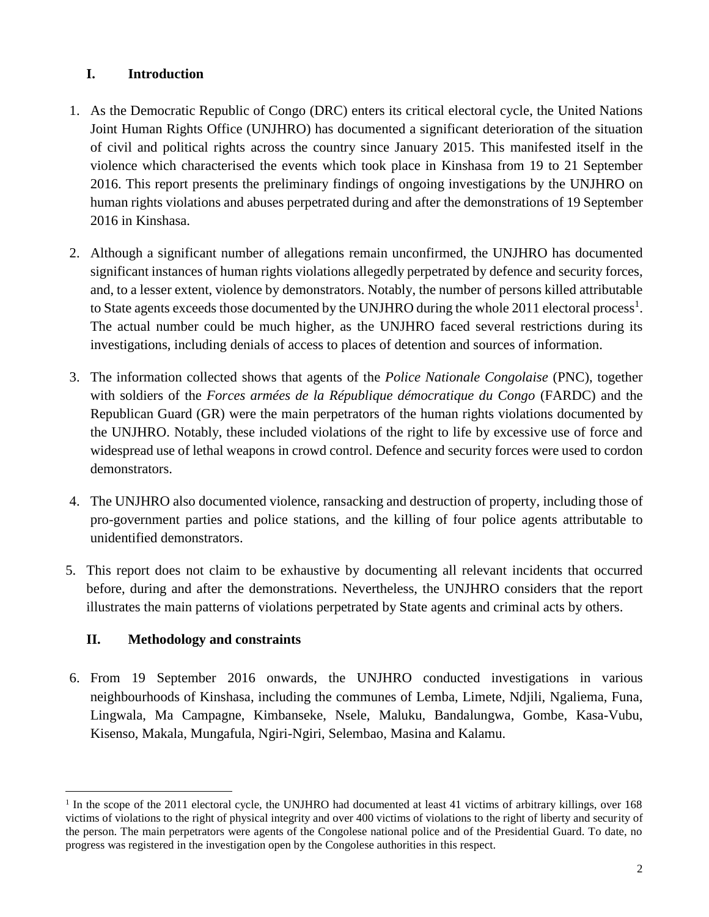## I. Introduction

1. As the Democratic Republic of Congo (DRC) enters its critical electoral cycle, the United Nations Joint Human Rights Office (UNJHRO) has documented a significant deterioration of the situation of civil and political rights across the country since January 2015. This manifested itself in the violence which characterised the events which took place in Kinshasa from 19 to 21 September 2016. This report presents the preliminary findings of ongoing investigations by the UNJHRO on human rights violations and abuses perpetrated during and after the demonstrations of 19 September 2016 in Kinshasa.

2. Although a significant number of allegations remain unconfirmed, the UNJHRO has documented significant instances of human rights violations allegedly perpetrated by defence and security forces, and, to a lesser extent, violence by demonstrators. Notably, the number of persons killed attributable to State agents exceeds those documented by the UNJHRO during the whole 2011 electoral process[1]. The actual number could be much higher, as the UNJHRO faced several restrictions during its investigations, including denials of access to places of detention and sources of information.

3. The information collected shows that agents of the *Police Nationale Congolaise* (PNC), together with soldiers of the *Forces armées de la République démocratique du Congo* (FARDC) and the Republican Guard (GR) were the main perpetrators of the human rights violations documented by the UNJHRO. Notably, these included violations of the right to life by excessive use of force and widespread use of lethal weapons in crowd control. Defence and security forces were used to cordon demonstrators.

4. The UNJHRO also documented violence, ransacking and destruction of property, including those of pro-government parties and police stations, and the killing of four police agents attributable to unidentified demonstrators.

5. This report does not claim to be exhaustive by documenting all relevant incidents that occurred before, during and after the demonstrations. Nevertheless, the UNJHRO considers that the report illustrates the main patterns of violations perpetrated by State agents and criminal acts by others.

## II. Methodology and constraints

6. From 19 September 2016 onwards, the UNJHRO conducted investigations in various neighbourhoods of Kinshasa, including the communes of Lemba, Limete, Ndjili, Ngaliema, Funa, Lingwala, Ma Campagne, Kimbanseke, Nsele, Maluku, Bandalungwa, Gombe, Kasa-Vubu, Kisenso, Makala, Mungafula, Ngiri-Ngiri, Selembao, Masina and Kalamu.

---

[1] In the scope of the 2011 electoral cycle, the UNJHRO had documented at least 41 victims of arbitrary killings, over 168 victims of violations to the right of physical integrity and over 400 victims of violations to the right of liberty and security of the person. The main perpetrators were agents of the Congolese national police and of the Presidential Guard. To date, no progress was registered in the investigation open by the Congolese authorities in this respect.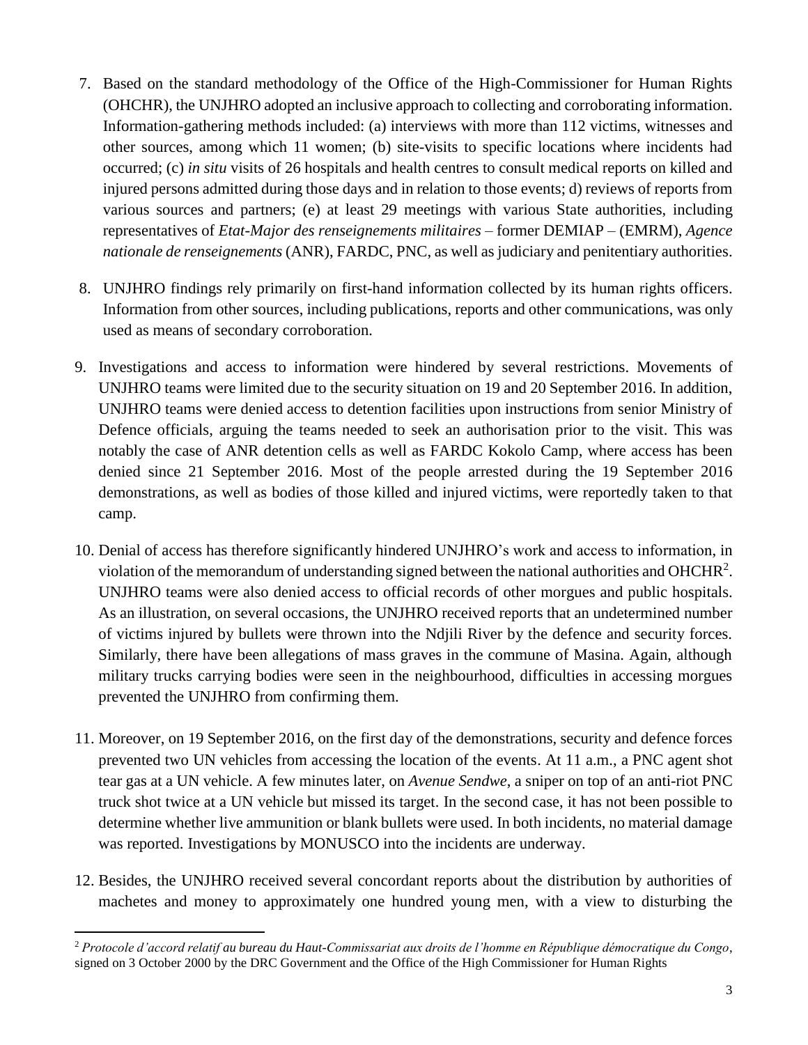7. Based on the standard methodology of the Office of the High-Commissioner for Human Rights (OHCHR), the UNJHRO adopted an inclusive approach to collecting and corroborating information. Information-gathering methods included: (a) interviews with more than 112 victims, witnesses and other sources, among which 11 women; (b) site-visits to specific locations where incidents had occurred; (c) *in situ* visits of 26 hospitals and health centres to consult medical reports on killed and injured persons admitted during those days and in relation to those events; d) reviews of reports from various sources and partners; (e) at least 29 meetings with various State authorities, including representatives of *Etat-Major des renseignements militaires* – former DEMIAP – (EMRM), *Agence nationale de renseignements* (ANR), FARDC, PNC, as well as judiciary and penitentiary authorities.

8. UNJHRO findings rely primarily on first-hand information collected by its human rights officers. Information from other sources, including publications, reports and other communications, was only used as means of secondary corroboration.

9. Investigations and access to information were hindered by several restrictions. Movements of UNJHRO teams were limited due to the security situation on 19 and 20 September 2016. In addition, UNJHRO teams were denied access to detention facilities upon instructions from senior Ministry of Defence officials, arguing the teams needed to seek an authorisation prior to the visit. This was notably the case of ANR detention cells as well as FARDC Kokolo Camp, where access has been denied since 21 September 2016. Most of the people arrested during the 19 September 2016 demonstrations, as well as bodies of those killed and injured victims, were reportedly taken to that camp.

10. Denial of access has therefore significantly hindered UNJHRO's work and access to information, in violation of the memorandum of understanding signed between the national authorities and OHCHR[2]. UNJHRO teams were also denied access to official records of other morgues and public hospitals. As an illustration, on several occasions, the UNJHRO received reports that an undetermined number of victims injured by bullets were thrown into the Ndjili River by the defence and security forces. Similarly, there have been allegations of mass graves in the commune of Masina. Again, although military trucks carrying bodies were seen in the neighbourhood, difficulties in accessing morgues prevented the UNJHRO from confirming them.

11. Moreover, on 19 September 2016, on the first day of the demonstrations, security and defence forces prevented two UN vehicles from accessing the location of the events. At 11 a.m., a PNC agent shot tear gas at a UN vehicle. A few minutes later, on *Avenue Sendwe*, a sniper on top of an anti-riot PNC truck shot twice at a UN vehicle but missed its target. In the second case, it has not been possible to determine whether live ammunition or blank bullets were used. In both incidents, no material damage was reported. Investigations by MONUSCO into the incidents are underway.

12. Besides, the UNJHRO received several concordant reports about the distribution by authorities of machetes and money to approximately one hundred young men, with a view to disturbing the

---

[2] *Protocole d'accord relatif au bureau du Haut-Commissariat aux droits de l'homme en République démocratique du Congo*, signed on 3 October 2000 by the DRC Government and the Office of the High Commissioner for Human Rights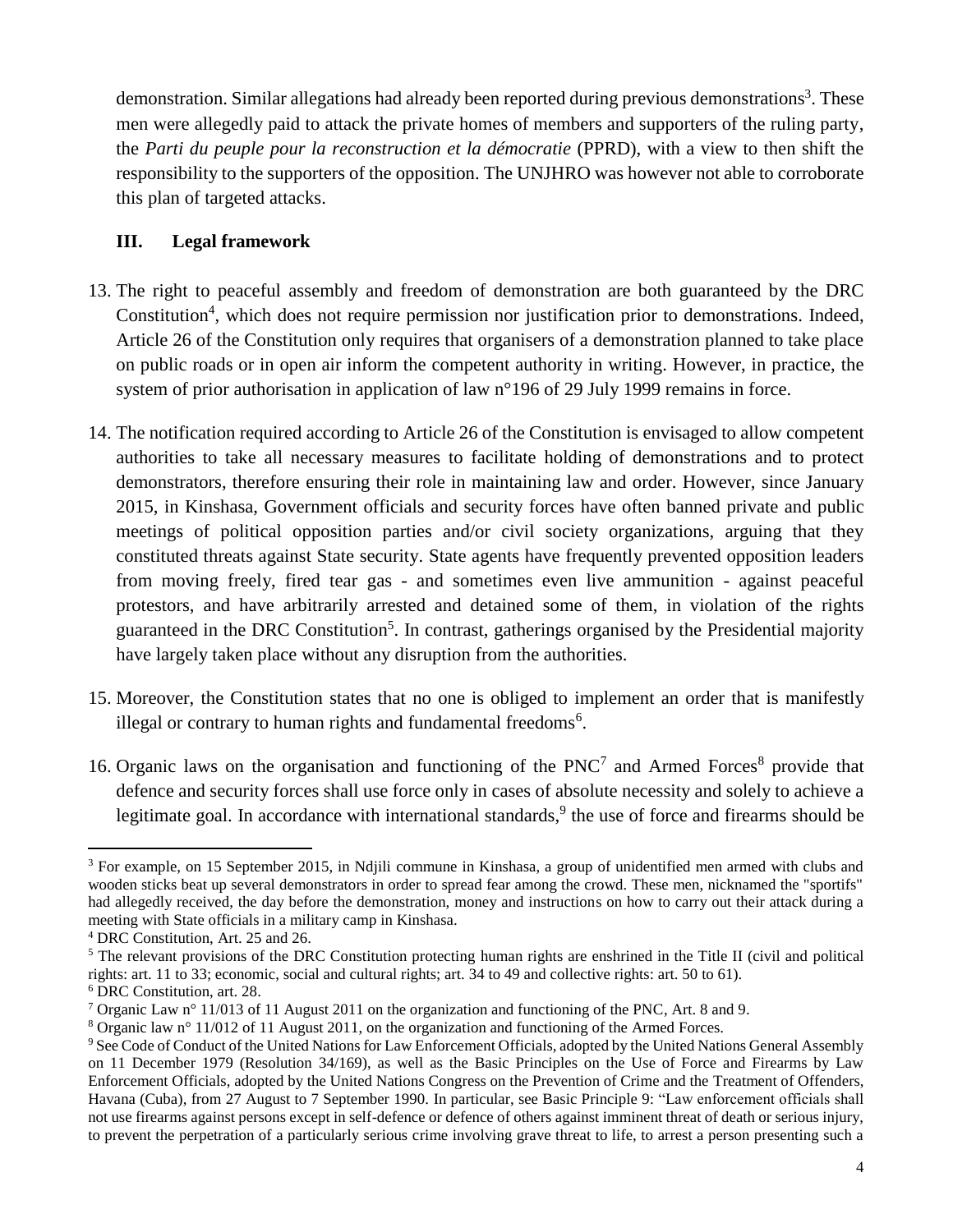demonstration. Similar allegations had already been reported during previous demonstrations[3]. These men were allegedly paid to attack the private homes of members and supporters of the ruling party, the *Parti du peuple pour la reconstruction et la démocratie* (PPRD), with a view to then shift the responsibility to the supporters of the opposition. The UNJHRO was however not able to corroborate this plan of targeted attacks.

## III. Legal framework

13. The right to peaceful assembly and freedom of demonstration are both guaranteed by the DRC Constitution[4], which does not require permission nor justification prior to demonstrations. Indeed, Article 26 of the Constitution only requires that organisers of a demonstration planned to take place on public roads or in open air inform the competent authority in writing. However, in practice, the system of prior authorisation in application of law n°196 of 29 July 1999 remains in force.

14. The notification required according to Article 26 of the Constitution is envisaged to allow competent authorities to take all necessary measures to facilitate holding of demonstrations and to protect demonstrators, therefore ensuring their role in maintaining law and order. However, since January 2015, in Kinshasa, Government officials and security forces have often banned private and public meetings of political opposition parties and/or civil society organizations, arguing that they constituted threats against State security. State agents have frequently prevented opposition leaders from moving freely, fired tear gas - and sometimes even live ammunition - against peaceful protestors, and have arbitrarily arrested and detained some of them, in violation of the rights guaranteed in the DRC Constitution[5]. In contrast, gatherings organised by the Presidential majority have largely taken place without any disruption from the authorities.

15. Moreover, the Constitution states that no one is obliged to implement an order that is manifestly illegal or contrary to human rights and fundamental freedoms[6].

16. Organic laws on the organisation and functioning of the PNC[7] and Armed Forces[8] provide that defence and security forces shall use force only in cases of absolute necessity and solely to achieve a legitimate goal. In accordance with international standards,[9] the use of force and firearms should be

---

[3] For example, on 15 September 2015, in Ndjili commune in Kinshasa, a group of unidentified men armed with clubs and wooden sticks beat up several demonstrators in order to spread fear among the crowd. These men, nicknamed the "sportifs" had allegedly received, the day before the demonstration, money and instructions on how to carry out their attack during a meeting with State officials in a military camp in Kinshasa.

[4] DRC Constitution, Art. 25 and 26.

[5] The relevant provisions of the DRC Constitution protecting human rights are enshrined in the Title II (civil and political rights: art. 11 to 33; economic, social and cultural rights; art. 34 to 49 and collective rights: art. 50 to 61).

[6] DRC Constitution, art. 28.

[7] Organic Law n° 11/013 of 11 August 2011 on the organization and functioning of the PNC, Art. 8 and 9.

[8] Organic law n° 11/012 of 11 August 2011, on the organization and functioning of the Armed Forces.

[9] See Code of Conduct of the United Nations for Law Enforcement Officials, adopted by the United Nations General Assembly on 11 December 1979 (Resolution 34/169), as well as the Basic Principles on the Use of Force and Firearms by Law Enforcement Officials, adopted by the United Nations Congress on the Prevention of Crime and the Treatment of Offenders, Havana (Cuba), from 27 August to 7 September 1990. In particular, see Basic Principle 9: "Law enforcement officials shall not use firearms against persons except in self-defence or defence of others against imminent threat of death or serious injury, to prevent the perpetration of a particularly serious crime involving grave threat to life, to arrest a person presenting such a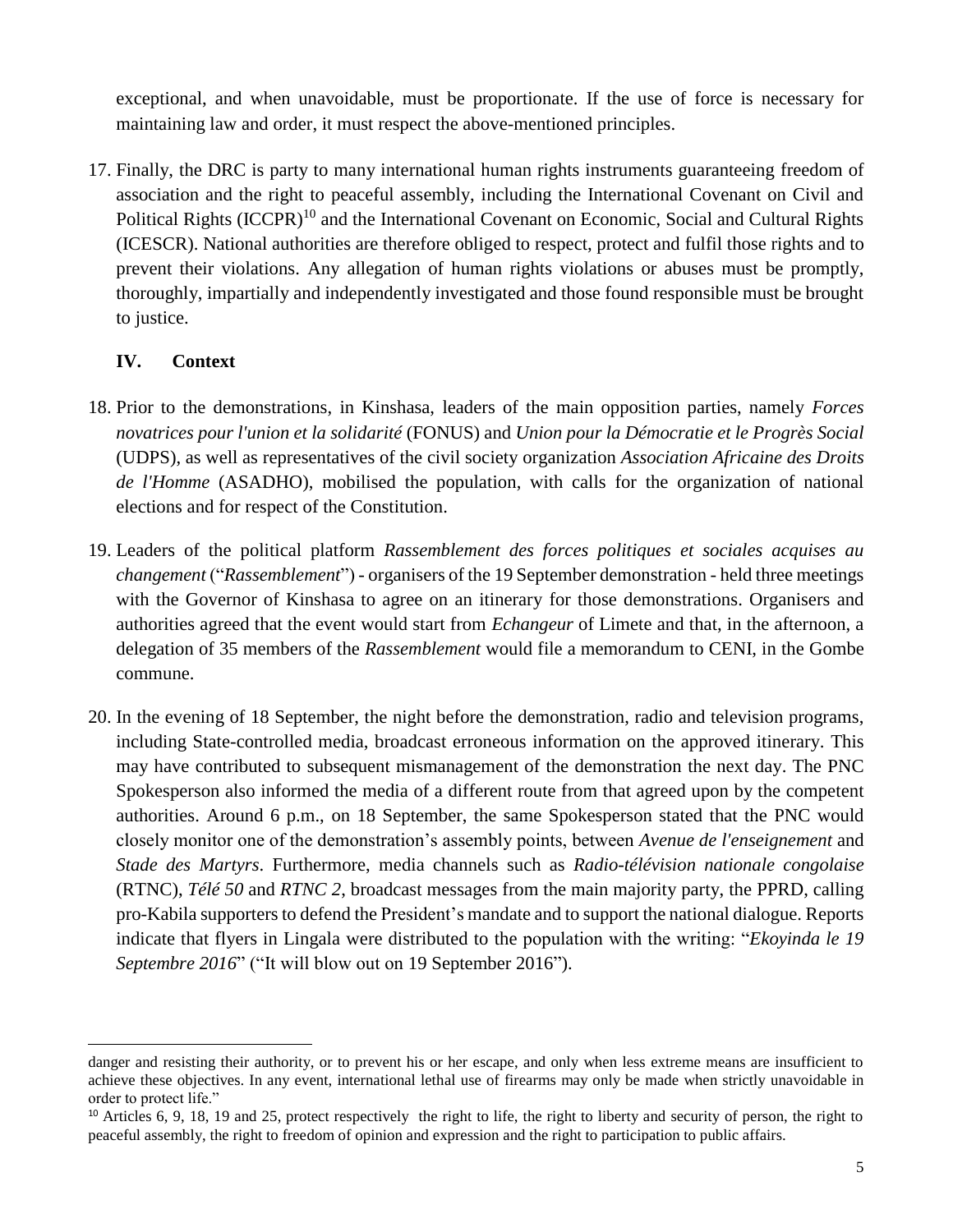exceptional, and when unavoidable, must be proportionate. If the use of force is necessary for maintaining law and order, it must respect the above-mentioned principles.

17. Finally, the DRC is party to many international human rights instruments guaranteeing freedom of association and the right to peaceful assembly, including the International Covenant on Civil and Political Rights (ICCPR)[10] and the International Covenant on Economic, Social and Cultural Rights (ICESCR). National authorities are therefore obliged to respect, protect and fulfil those rights and to prevent their violations. Any allegation of human rights violations or abuses must be promptly, thoroughly, impartially and independently investigated and those found responsible must be brought to justice.

## IV. Context

18. Prior to the demonstrations, in Kinshasa, leaders of the main opposition parties, namely *Forces novatrices pour l'union et la solidarité* (FONUS) and *Union pour la Démocratie et le Progrès Social* (UDPS), as well as representatives of the civil society organization *Association Africaine des Droits de l'Homme* (ASADHO), mobilised the population, with calls for the organization of national elections and for respect of the Constitution.

19. Leaders of the political platform *Rassemblement des forces politiques et sociales acquises au changement* ("*Rassemblement*") - organisers of the 19 September demonstration - held three meetings with the Governor of Kinshasa to agree on an itinerary for those demonstrations. Organisers and authorities agreed that the event would start from *Echangeur* of Limete and that, in the afternoon, a delegation of 35 members of the *Rassemblement* would file a memorandum to CENI, in the Gombe commune.

20. In the evening of 18 September, the night before the demonstration, radio and television programs, including State-controlled media, broadcast erroneous information on the approved itinerary. This may have contributed to subsequent mismanagement of the demonstration the next day. The PNC Spokesperson also informed the media of a different route from that agreed upon by the competent authorities. Around 6 p.m., on 18 September, the same Spokesperson stated that the PNC would closely monitor one of the demonstration's assembly points, between *Avenue de l'enseignement* and *Stade des Martyrs*. Furthermore, media channels such as *Radio-télévision nationale congolaise* (RTNC), *Télé 50* and *RTNC 2*, broadcast messages from the main majority party, the PPRD, calling pro-Kabila supporters to defend the President's mandate and to support the national dialogue. Reports indicate that flyers in Lingala were distributed to the population with the writing: "*Ekoyinda le 19 Septembre 2016*" ("It will blow out on 19 September 2016").

---

danger and resisting their authority, or to prevent his or her escape, and only when less extreme means are insufficient to achieve these objectives. In any event, international lethal use of firearms may only be made when strictly unavoidable in order to protect life."

[10] Articles 6, 9, 18, 19 and 25, protect respectively the right to life, the right to liberty and security of person, the right to peaceful assembly, the right to freedom of opinion and expression and the right to participation to public affairs.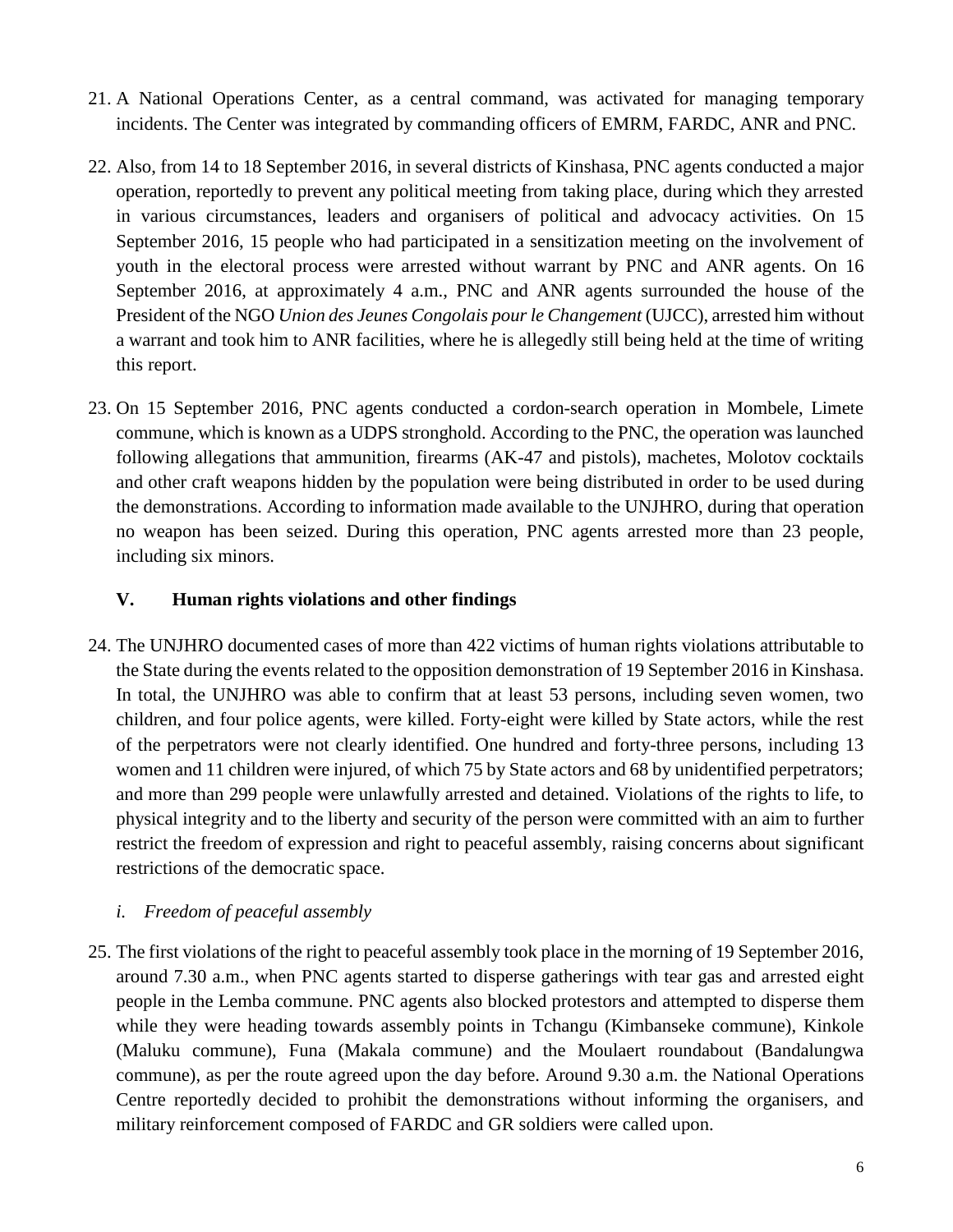21. A National Operations Center, as a central command, was activated for managing temporary incidents. The Center was integrated by commanding officers of EMRM, FARDC, ANR and PNC.

22. Also, from 14 to 18 September 2016, in several districts of Kinshasa, PNC agents conducted a major operation, reportedly to prevent any political meeting from taking place, during which they arrested in various circumstances, leaders and organisers of political and advocacy activities. On 15 September 2016, 15 people who had participated in a sensitization meeting on the involvement of youth in the electoral process were arrested without warrant by PNC and ANR agents. On 16 September 2016, at approximately 4 a.m., PNC and ANR agents surrounded the house of the President of the NGO *Union des Jeunes Congolais pour le Changement* (UJCC), arrested him without a warrant and took him to ANR facilities, where he is allegedly still being held at the time of writing this report.

23. On 15 September 2016, PNC agents conducted a cordon-search operation in Mombele, Limete commune, which is known as a UDPS stronghold. According to the PNC, the operation was launched following allegations that ammunition, firearms (AK-47 and pistols), machetes, Molotov cocktails and other craft weapons hidden by the population were being distributed in order to be used during the demonstrations. According to information made available to the UNJHRO, during that operation no weapon has been seized. During this operation, PNC agents arrested more than 23 people, including six minors.

## V. Human rights violations and other findings

24. The UNJHRO documented cases of more than 422 victims of human rights violations attributable to the State during the events related to the opposition demonstration of 19 September 2016 in Kinshasa. In total, the UNJHRO was able to confirm that at least 53 persons, including seven women, two children, and four police agents, were killed. Forty-eight were killed by State actors, while the rest of the perpetrators were not clearly identified. One hundred and forty-three persons, including 13 women and 11 children were injured, of which 75 by State actors and 68 by unidentified perpetrators; and more than 299 people were unlawfully arrested and detained. Violations of the rights to life, to physical integrity and to the liberty and security of the person were committed with an aim to further restrict the freedom of expression and right to peaceful assembly, raising concerns about significant restrictions of the democratic space.

### *i. Freedom of peaceful assembly*

25. The first violations of the right to peaceful assembly took place in the morning of 19 September 2016, around 7.30 a.m., when PNC agents started to disperse gatherings with tear gas and arrested eight people in the Lemba commune. PNC agents also blocked protestors and attempted to disperse them while they were heading towards assembly points in Tchangu (Kimbanseke commune), Kinkole (Maluku commune), Funa (Makala commune) and the Moulaert roundabout (Bandalungwa commune), as per the route agreed upon the day before. Around 9.30 a.m. the National Operations Centre reportedly decided to prohibit the demonstrations without informing the organisers, and military reinforcement composed of FARDC and GR soldiers were called upon.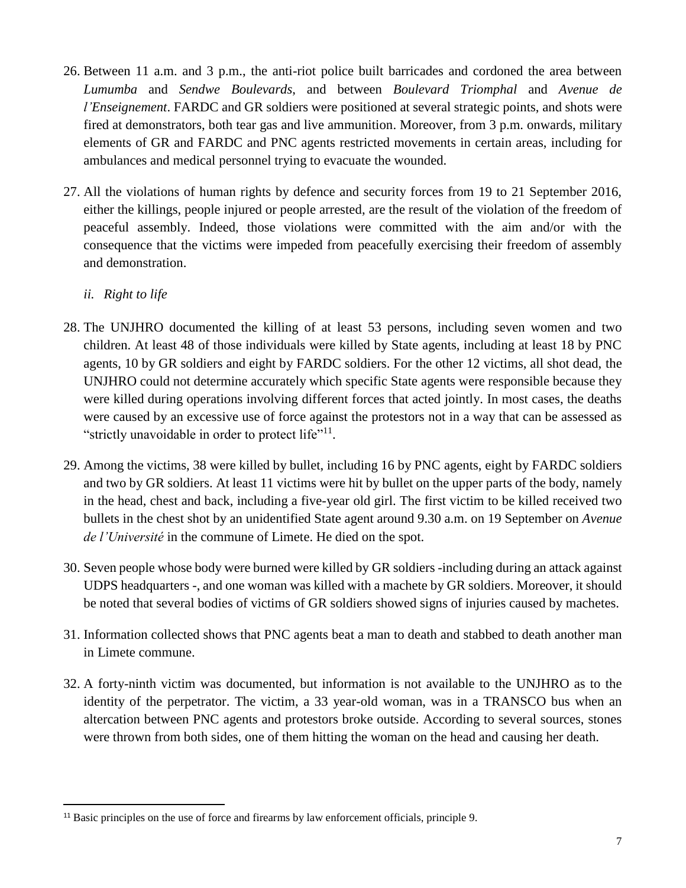26. Between 11 a.m. and 3 p.m., the anti-riot police built barricades and cordoned the area between *Lumumba* and *Sendwe Boulevards*, and between *Boulevard Triomphal* and *Avenue de l'Enseignement*. FARDC and GR soldiers were positioned at several strategic points, and shots were fired at demonstrators, both tear gas and live ammunition. Moreover, from 3 p.m. onwards, military elements of GR and FARDC and PNC agents restricted movements in certain areas, including for ambulances and medical personnel trying to evacuate the wounded.

27. All the violations of human rights by defence and security forces from 19 to 21 September 2016, either the killings, people injured or people arrested, are the result of the violation of the freedom of peaceful assembly. Indeed, those violations were committed with the aim and/or with the consequence that the victims were impeded from peacefully exercising their freedom of assembly and demonstration.

*ii. Right to life*

28. The UNJHRO documented the killing of at least 53 persons, including seven women and two children. At least 48 of those individuals were killed by State agents, including at least 18 by PNC agents, 10 by GR soldiers and eight by FARDC soldiers. For the other 12 victims, all shot dead, the UNJHRO could not determine accurately which specific State agents were responsible because they were killed during operations involving different forces that acted jointly. In most cases, the deaths were caused by an excessive use of force against the protestors not in a way that can be assessed as "strictly unavoidable in order to protect life"[11].

29. Among the victims, 38 were killed by bullet, including 16 by PNC agents, eight by FARDC soldiers and two by GR soldiers. At least 11 victims were hit by bullet on the upper parts of the body, namely in the head, chest and back, including a five-year old girl. The first victim to be killed received two bullets in the chest shot by an unidentified State agent around 9.30 a.m. on 19 September on *Avenue de l'Université* in the commune of Limete. He died on the spot.

30. Seven people whose body were burned were killed by GR soldiers -including during an attack against UDPS headquarters -, and one woman was killed with a machete by GR soldiers. Moreover, it should be noted that several bodies of victims of GR soldiers showed signs of injuries caused by machetes.

31. Information collected shows that PNC agents beat a man to death and stabbed to death another man in Limete commune.

32. A forty-ninth victim was documented, but information is not available to the UNJHRO as to the identity of the perpetrator. The victim, a 33 year-old woman, was in a TRANSCO bus when an altercation between PNC agents and protestors broke outside. According to several sources, stones were thrown from both sides, one of them hitting the woman on the head and causing her death.

---

[11] Basic principles on the use of force and firearms by law enforcement officials, principle 9.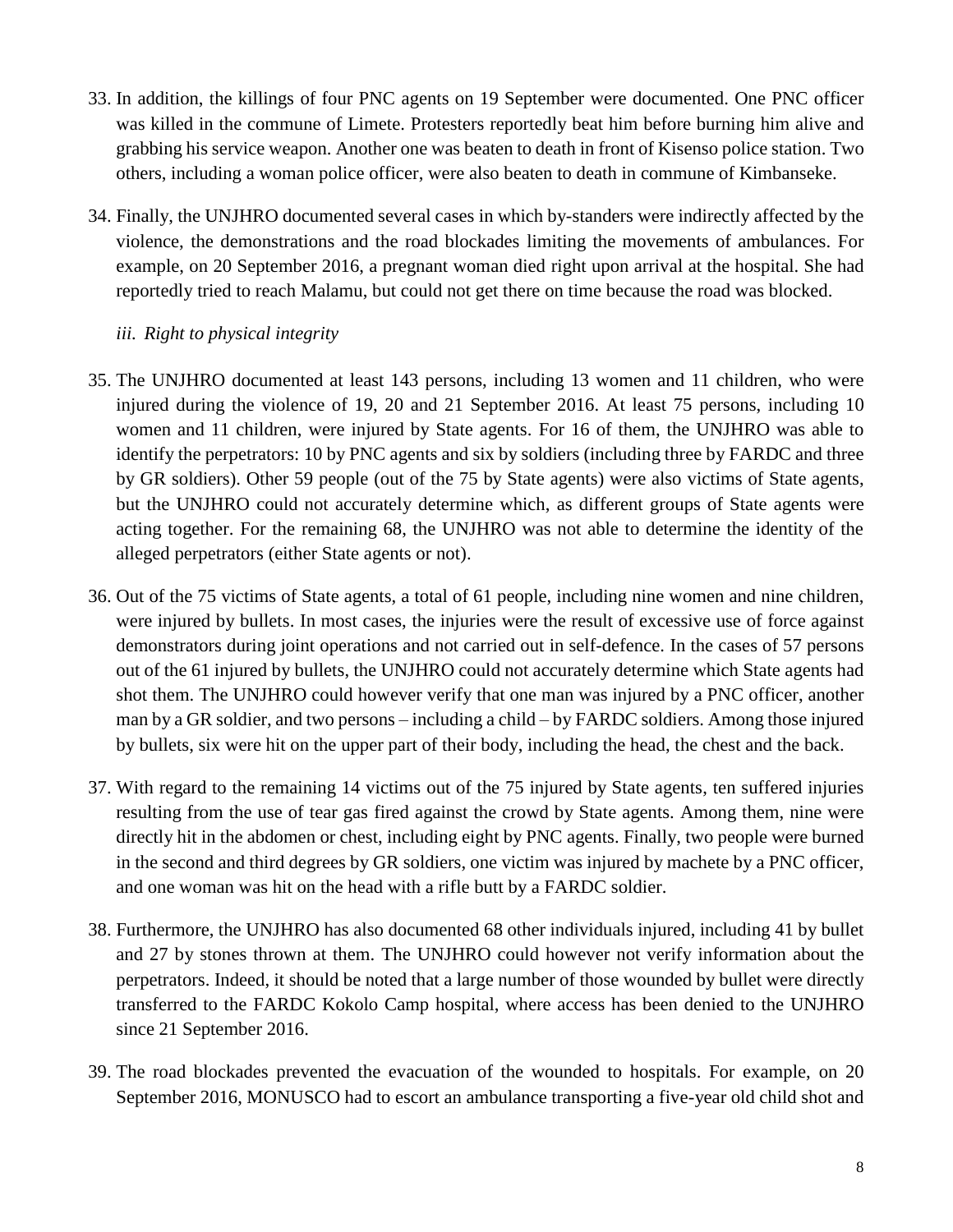33. In addition, the killings of four PNC agents on 19 September were documented. One PNC officer was killed in the commune of Limete. Protesters reportedly beat him before burning him alive and grabbing his service weapon. Another one was beaten to death in front of Kisenso police station. Two others, including a woman police officer, were also beaten to death in commune of Kimbanseke.

34. Finally, the UNJHRO documented several cases in which by-standers were indirectly affected by the violence, the demonstrations and the road blockades limiting the movements of ambulances. For example, on 20 September 2016, a pregnant woman died right upon arrival at the hospital. She had reportedly tried to reach Malamu, but could not get there on time because the road was blocked.

*iii. Right to physical integrity*

35. The UNJHRO documented at least 143 persons, including 13 women and 11 children, who were injured during the violence of 19, 20 and 21 September 2016. At least 75 persons, including 10 women and 11 children, were injured by State agents. For 16 of them, the UNJHRO was able to identify the perpetrators: 10 by PNC agents and six by soldiers (including three by FARDC and three by GR soldiers). Other 59 people (out of the 75 by State agents) were also victims of State agents, but the UNJHRO could not accurately determine which, as different groups of State agents were acting together. For the remaining 68, the UNJHRO was not able to determine the identity of the alleged perpetrators (either State agents or not).

36. Out of the 75 victims of State agents, a total of 61 people, including nine women and nine children, were injured by bullets. In most cases, the injuries were the result of excessive use of force against demonstrators during joint operations and not carried out in self-defence. In the cases of 57 persons out of the 61 injured by bullets, the UNJHRO could not accurately determine which State agents had shot them. The UNJHRO could however verify that one man was injured by a PNC officer, another man by a GR soldier, and two persons – including a child – by FARDC soldiers. Among those injured by bullets, six were hit on the upper part of their body, including the head, the chest and the back.

37. With regard to the remaining 14 victims out of the 75 injured by State agents, ten suffered injuries resulting from the use of tear gas fired against the crowd by State agents. Among them, nine were directly hit in the abdomen or chest, including eight by PNC agents. Finally, two people were burned in the second and third degrees by GR soldiers, one victim was injured by machete by a PNC officer, and one woman was hit on the head with a rifle butt by a FARDC soldier.

38. Furthermore, the UNJHRO has also documented 68 other individuals injured, including 41 by bullet and 27 by stones thrown at them. The UNJHRO could however not verify information about the perpetrators. Indeed, it should be noted that a large number of those wounded by bullet were directly transferred to the FARDC Kokolo Camp hospital, where access has been denied to the UNJHRO since 21 September 2016.

39. The road blockades prevented the evacuation of the wounded to hospitals. For example, on 20 September 2016, MONUSCO had to escort an ambulance transporting a five-year old child shot and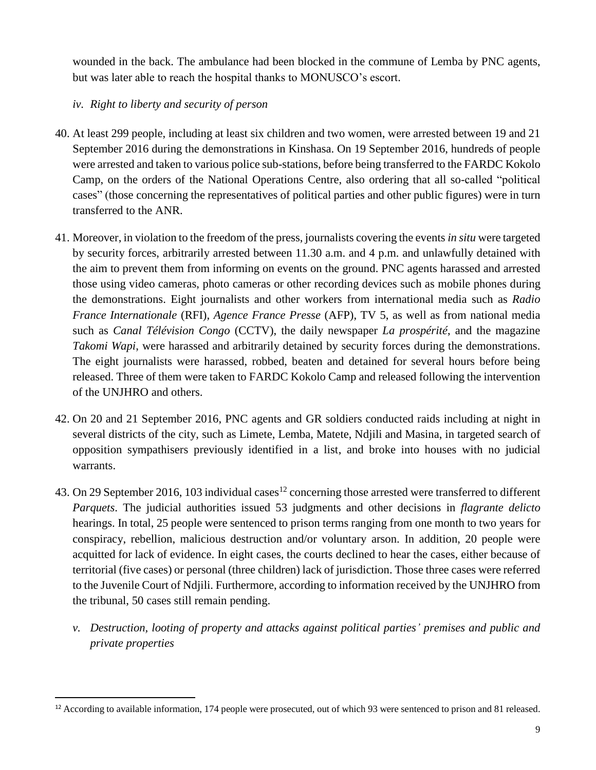wounded in the back. The ambulance had been blocked in the commune of Lemba by PNC agents, but was later able to reach the hospital thanks to MONUSCO's escort.

*iv. Right to liberty and security of person*

40. At least 299 people, including at least six children and two women, were arrested between 19 and 21 September 2016 during the demonstrations in Kinshasa. On 19 September 2016, hundreds of people were arrested and taken to various police sub-stations, before being transferred to the FARDC Kokolo Camp, on the orders of the National Operations Centre, also ordering that all so-called "political cases" (those concerning the representatives of political parties and other public figures) were in turn transferred to the ANR.

41. Moreover, in violation to the freedom of the press, journalists covering the events *in situ* were targeted by security forces, arbitrarily arrested between 11.30 a.m. and 4 p.m. and unlawfully detained with the aim to prevent them from informing on events on the ground. PNC agents harassed and arrested those using video cameras, photo cameras or other recording devices such as mobile phones during the demonstrations. Eight journalists and other workers from international media such as *Radio France Internationale* (RFI), *Agence France Presse* (AFP), TV 5, as well as from national media such as *Canal Télévision Congo* (CCTV), the daily newspaper *La prospérité*, and the magazine *Takomi Wapi*, were harassed and arbitrarily detained by security forces during the demonstrations. The eight journalists were harassed, robbed, beaten and detained for several hours before being released. Three of them were taken to FARDC Kokolo Camp and released following the intervention of the UNJHRO and others.

42. On 20 and 21 September 2016, PNC agents and GR soldiers conducted raids including at night in several districts of the city, such as Limete, Lemba, Matete, Ndjili and Masina, in targeted search of opposition sympathisers previously identified in a list, and broke into houses with no judicial warrants.

43. On 29 September 2016, 103 individual cases[12] concerning those arrested were transferred to different *Parquets*. The judicial authorities issued 53 judgments and other decisions in *flagrante delicto* hearings. In total, 25 people were sentenced to prison terms ranging from one month to two years for conspiracy, rebellion, malicious destruction and/or voluntary arson. In addition, 20 people were acquitted for lack of evidence. In eight cases, the courts declined to hear the cases, either because of territorial (five cases) or personal (three children) lack of jurisdiction. Those three cases were referred to the Juvenile Court of Ndjili. Furthermore, according to information received by the UNJHRO from the tribunal, 50 cases still remain pending.

*v. Destruction, looting of property and attacks against political parties' premises and public and private properties*

---

[12] According to available information, 174 people were prosecuted, out of which 93 were sentenced to prison and 81 released.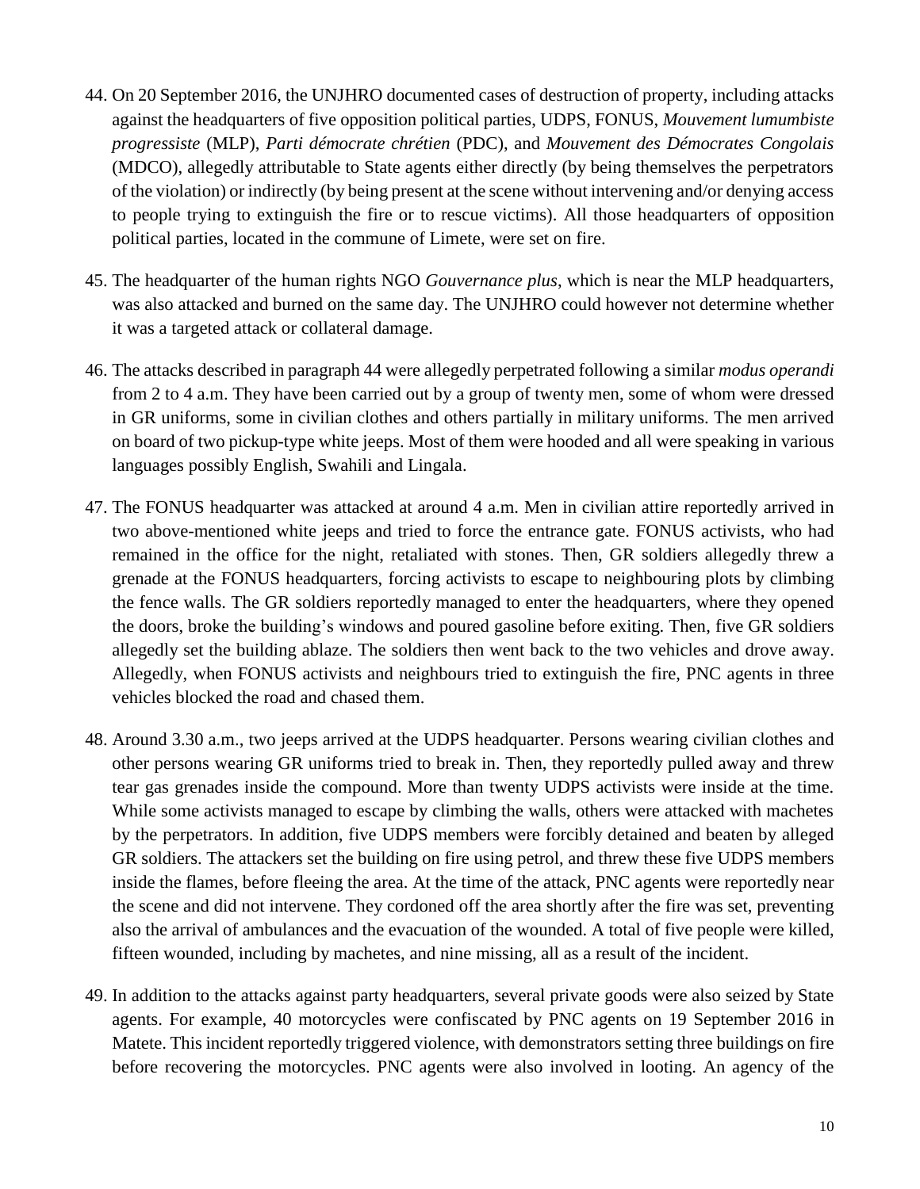44. On 20 September 2016, the UNJHRO documented cases of destruction of property, including attacks against the headquarters of five opposition political parties, UDPS, FONUS, *Mouvement lumumbiste progressiste* (MLP), *Parti démocrate chrétien* (PDC), and *Mouvement des Démocrates Congolais* (MDCO), allegedly attributable to State agents either directly (by being themselves the perpetrators of the violation) or indirectly (by being present at the scene without intervening and/or denying access to people trying to extinguish the fire or to rescue victims). All those headquarters of opposition political parties, located in the commune of Limete, were set on fire.

45. The headquarter of the human rights NGO *Gouvernance plus*, which is near the MLP headquarters, was also attacked and burned on the same day. The UNJHRO could however not determine whether it was a targeted attack or collateral damage.

46. The attacks described in paragraph 44 were allegedly perpetrated following a similar *modus operandi* from 2 to 4 a.m. They have been carried out by a group of twenty men, some of whom were dressed in GR uniforms, some in civilian clothes and others partially in military uniforms. The men arrived on board of two pickup-type white jeeps. Most of them were hooded and all were speaking in various languages possibly English, Swahili and Lingala.

47. The FONUS headquarter was attacked at around 4 a.m. Men in civilian attire reportedly arrived in two above-mentioned white jeeps and tried to force the entrance gate. FONUS activists, who had remained in the office for the night, retaliated with stones. Then, GR soldiers allegedly threw a grenade at the FONUS headquarters, forcing activists to escape to neighbouring plots by climbing the fence walls. The GR soldiers reportedly managed to enter the headquarters, where they opened the doors, broke the building's windows and poured gasoline before exiting. Then, five GR soldiers allegedly set the building ablaze. The soldiers then went back to the two vehicles and drove away. Allegedly, when FONUS activists and neighbours tried to extinguish the fire, PNC agents in three vehicles blocked the road and chased them.

48. Around 3.30 a.m., two jeeps arrived at the UDPS headquarter. Persons wearing civilian clothes and other persons wearing GR uniforms tried to break in. Then, they reportedly pulled away and threw tear gas grenades inside the compound. More than twenty UDPS activists were inside at the time. While some activists managed to escape by climbing the walls, others were attacked with machetes by the perpetrators. In addition, five UDPS members were forcibly detained and beaten by alleged GR soldiers. The attackers set the building on fire using petrol, and threw these five UDPS members inside the flames, before fleeing the area. At the time of the attack, PNC agents were reportedly near the scene and did not intervene. They cordoned off the area shortly after the fire was set, preventing also the arrival of ambulances and the evacuation of the wounded. A total of five people were killed, fifteen wounded, including by machetes, and nine missing, all as a result of the incident.

49. In addition to the attacks against party headquarters, several private goods were also seized by State agents. For example, 40 motorcycles were confiscated by PNC agents on 19 September 2016 in Matete. This incident reportedly triggered violence, with demonstrators setting three buildings on fire before recovering the motorcycles. PNC agents were also involved in looting. An agency of the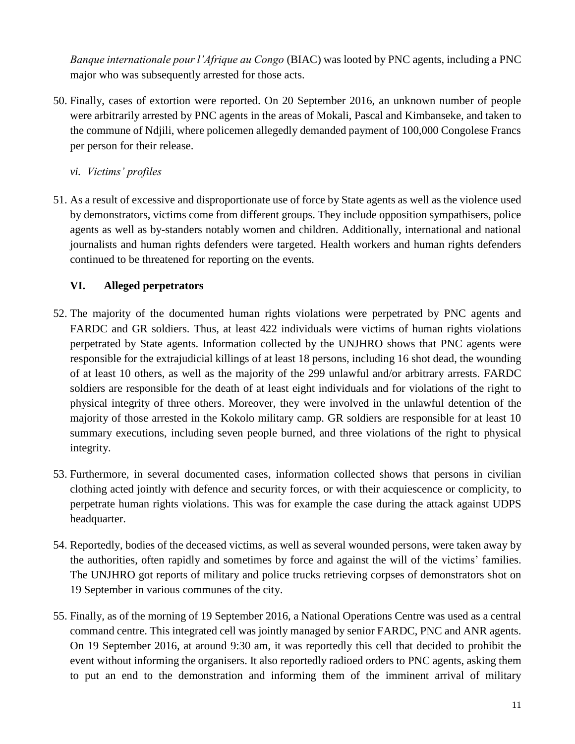*Banque internationale pour l'Afrique au Congo* (BIAC) was looted by PNC agents, including a PNC major who was subsequently arrested for those acts.

50. Finally, cases of extortion were reported. On 20 September 2016, an unknown number of people were arbitrarily arrested by PNC agents in the areas of Mokali, Pascal and Kimbanseke, and taken to the commune of Ndjili, where policemen allegedly demanded payment of 100,000 Congolese Francs per person for their release.

*vi. Victims' profiles*

51. As a result of excessive and disproportionate use of force by State agents as well as the violence used by demonstrators, victims come from different groups. They include opposition sympathisers, police agents as well as by-standers notably women and children. Additionally, international and national journalists and human rights defenders were targeted. Health workers and human rights defenders continued to be threatened for reporting on the events.

## VI. Alleged perpetrators

52. The majority of the documented human rights violations were perpetrated by PNC agents and FARDC and GR soldiers. Thus, at least 422 individuals were victims of human rights violations perpetrated by State agents. Information collected by the UNJHRO shows that PNC agents were responsible for the extrajudicial killings of at least 18 persons, including 16 shot dead, the wounding of at least 10 others, as well as the majority of the 299 unlawful and/or arbitrary arrests. FARDC soldiers are responsible for the death of at least eight individuals and for violations of the right to physical integrity of three others. Moreover, they were involved in the unlawful detention of the majority of those arrested in the Kokolo military camp. GR soldiers are responsible for at least 10 summary executions, including seven people burned, and three violations of the right to physical integrity.

53. Furthermore, in several documented cases, information collected shows that persons in civilian clothing acted jointly with defence and security forces, or with their acquiescence or complicity, to perpetrate human rights violations. This was for example the case during the attack against UDPS headquarter.

54. Reportedly, bodies of the deceased victims, as well as several wounded persons, were taken away by the authorities, often rapidly and sometimes by force and against the will of the victims' families. The UNJHRO got reports of military and police trucks retrieving corpses of demonstrators shot on 19 September in various communes of the city.

55. Finally, as of the morning of 19 September 2016, a National Operations Centre was used as a central command centre. This integrated cell was jointly managed by senior FARDC, PNC and ANR agents. On 19 September 2016, at around 9:30 am, it was reportedly this cell that decided to prohibit the event without informing the organisers. It also reportedly radioed orders to PNC agents, asking them to put an end to the demonstration and informing them of the imminent arrival of military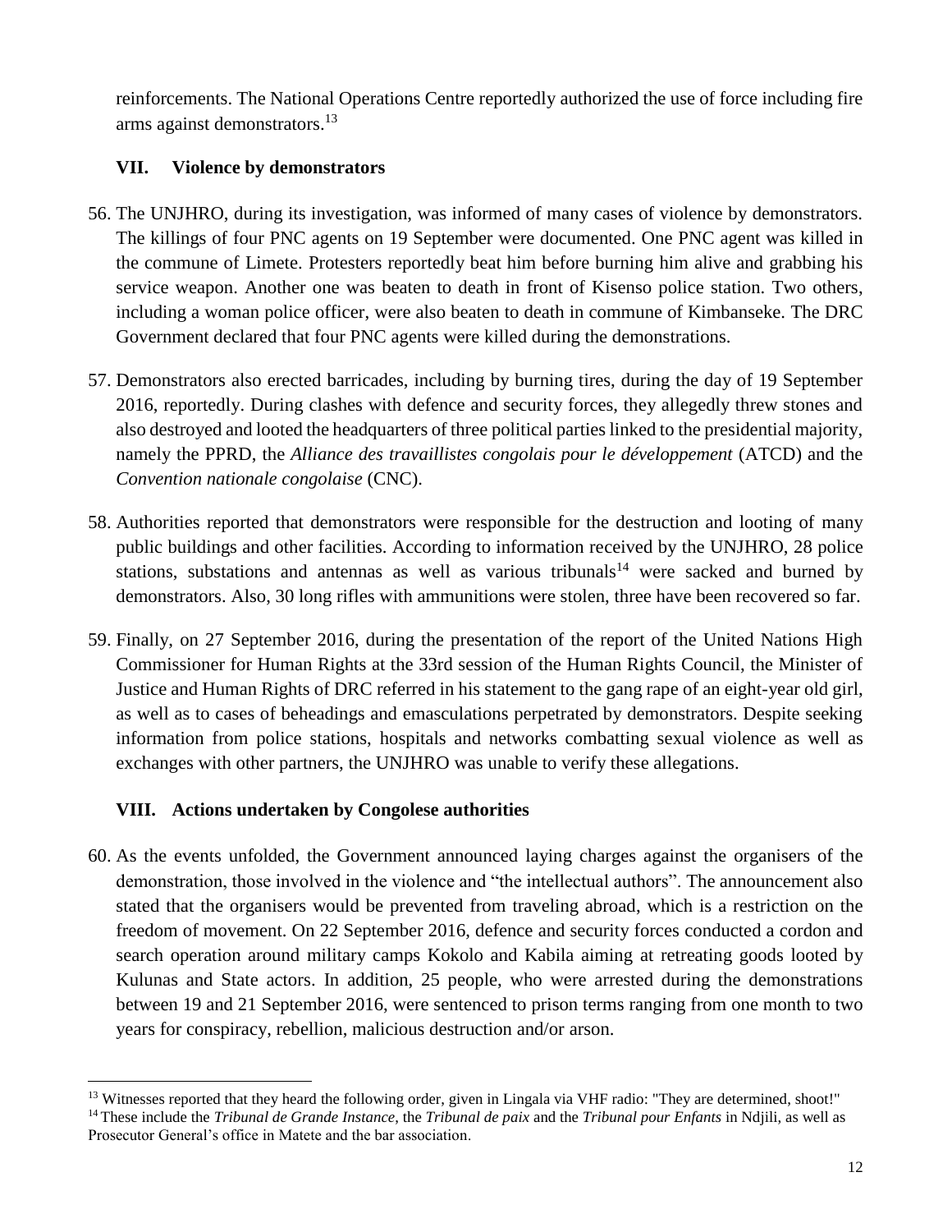reinforcements. The National Operations Centre reportedly authorized the use of force including fire arms against demonstrators.[13]

## VII. Violence by demonstrators

56. The UNJHRO, during its investigation, was informed of many cases of violence by demonstrators. The killings of four PNC agents on 19 September were documented. One PNC agent was killed in the commune of Limete. Protesters reportedly beat him before burning him alive and grabbing his service weapon. Another one was beaten to death in front of Kisenso police station. Two others, including a woman police officer, were also beaten to death in commune of Kimbanseke. The DRC Government declared that four PNC agents were killed during the demonstrations.

57. Demonstrators also erected barricades, including by burning tires, during the day of 19 September 2016, reportedly. During clashes with defence and security forces, they allegedly threw stones and also destroyed and looted the headquarters of three political parties linked to the presidential majority, namely the PPRD, the *Alliance des travaillistes congolais pour le développement* (ATCD) and the *Convention nationale congolaise* (CNC).

58. Authorities reported that demonstrators were responsible for the destruction and looting of many public buildings and other facilities. According to information received by the UNJHRO, 28 police stations, substations and antennas as well as various tribunals[14] were sacked and burned by demonstrators. Also, 30 long rifles with ammunitions were stolen, three have been recovered so far.

59. Finally, on 27 September 2016, during the presentation of the report of the United Nations High Commissioner for Human Rights at the 33rd session of the Human Rights Council, the Minister of Justice and Human Rights of DRC referred in his statement to the gang rape of an eight-year old girl, as well as to cases of beheadings and emasculations perpetrated by demonstrators. Despite seeking information from police stations, hospitals and networks combatting sexual violence as well as exchanges with other partners, the UNJHRO was unable to verify these allegations.

## VIII. Actions undertaken by Congolese authorities

60. As the events unfolded, the Government announced laying charges against the organisers of the demonstration, those involved in the violence and "the intellectual authors". The announcement also stated that the organisers would be prevented from traveling abroad, which is a restriction on the freedom of movement. On 22 September 2016, defence and security forces conducted a cordon and search operation around military camps Kokolo and Kabila aiming at retreating goods looted by Kulunas and State actors. In addition, 25 people, who were arrested during the demonstrations between 19 and 21 September 2016, were sentenced to prison terms ranging from one month to two years for conspiracy, rebellion, malicious destruction and/or arson.

---

[13] Witnesses reported that they heard the following order, given in Lingala via VHF radio: "They are determined, shoot!"

[14] These include the *Tribunal de Grande Instance*, the *Tribunal de paix* and the *Tribunal pour Enfants* in Ndjili, as well as Prosecutor General's office in Matete and the bar association.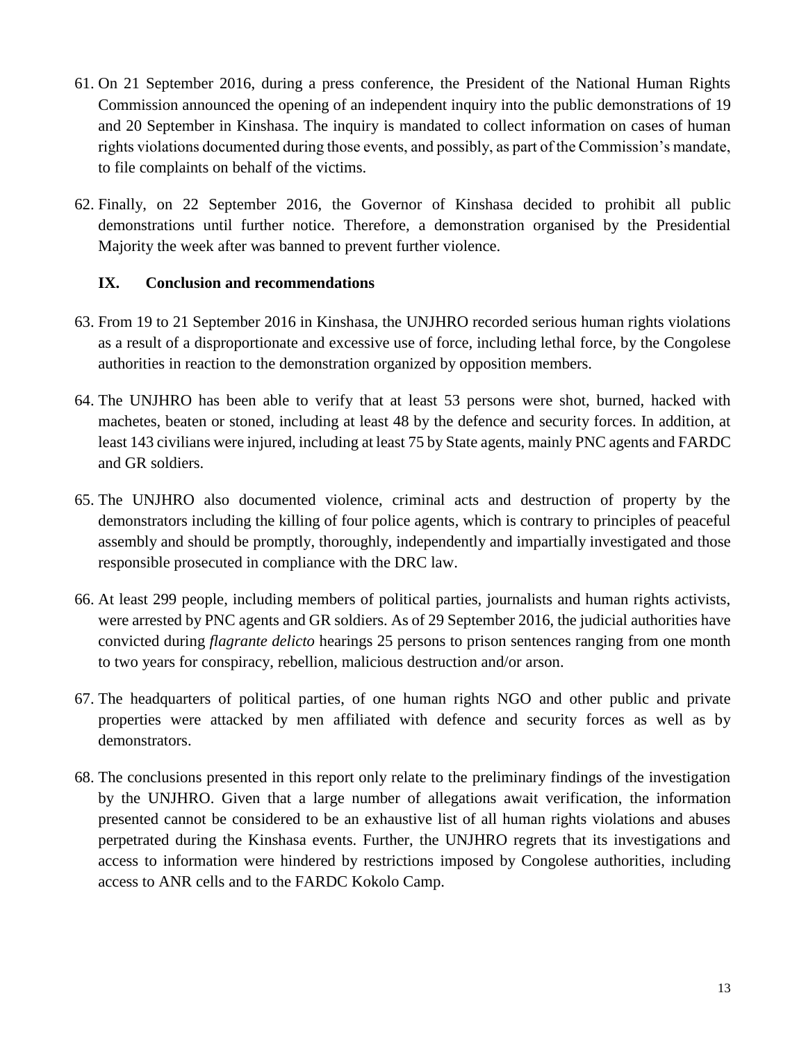61. On 21 September 2016, during a press conference, the President of the National Human Rights Commission announced the opening of an independent inquiry into the public demonstrations of 19 and 20 September in Kinshasa. The inquiry is mandated to collect information on cases of human rights violations documented during those events, and possibly, as part of the Commission's mandate, to file complaints on behalf of the victims.

62. Finally, on 22 September 2016, the Governor of Kinshasa decided to prohibit all public demonstrations until further notice. Therefore, a demonstration organised by the Presidential Majority the week after was banned to prevent further violence.

## IX. Conclusion and recommendations

63. From 19 to 21 September 2016 in Kinshasa, the UNJHRO recorded serious human rights violations as a result of a disproportionate and excessive use of force, including lethal force, by the Congolese authorities in reaction to the demonstration organized by opposition members.

64. The UNJHRO has been able to verify that at least 53 persons were shot, burned, hacked with machetes, beaten or stoned, including at least 48 by the defence and security forces. In addition, at least 143 civilians were injured, including at least 75 by State agents, mainly PNC agents and FARDC and GR soldiers.

65. The UNJHRO also documented violence, criminal acts and destruction of property by the demonstrators including the killing of four police agents, which is contrary to principles of peaceful assembly and should be promptly, thoroughly, independently and impartially investigated and those responsible prosecuted in compliance with the DRC law.

66. At least 299 people, including members of political parties, journalists and human rights activists, were arrested by PNC agents and GR soldiers. As of 29 September 2016, the judicial authorities have convicted during *flagrante delicto* hearings 25 persons to prison sentences ranging from one month to two years for conspiracy, rebellion, malicious destruction and/or arson.

67. The headquarters of political parties, of one human rights NGO and other public and private properties were attacked by men affiliated with defence and security forces as well as by demonstrators.

68. The conclusions presented in this report only relate to the preliminary findings of the investigation by the UNJHRO. Given that a large number of allegations await verification, the information presented cannot be considered to be an exhaustive list of all human rights violations and abuses perpetrated during the Kinshasa events. Further, the UNJHRO regrets that its investigations and access to information were hindered by restrictions imposed by Congolese authorities, including access to ANR cells and to the FARDC Kokolo Camp.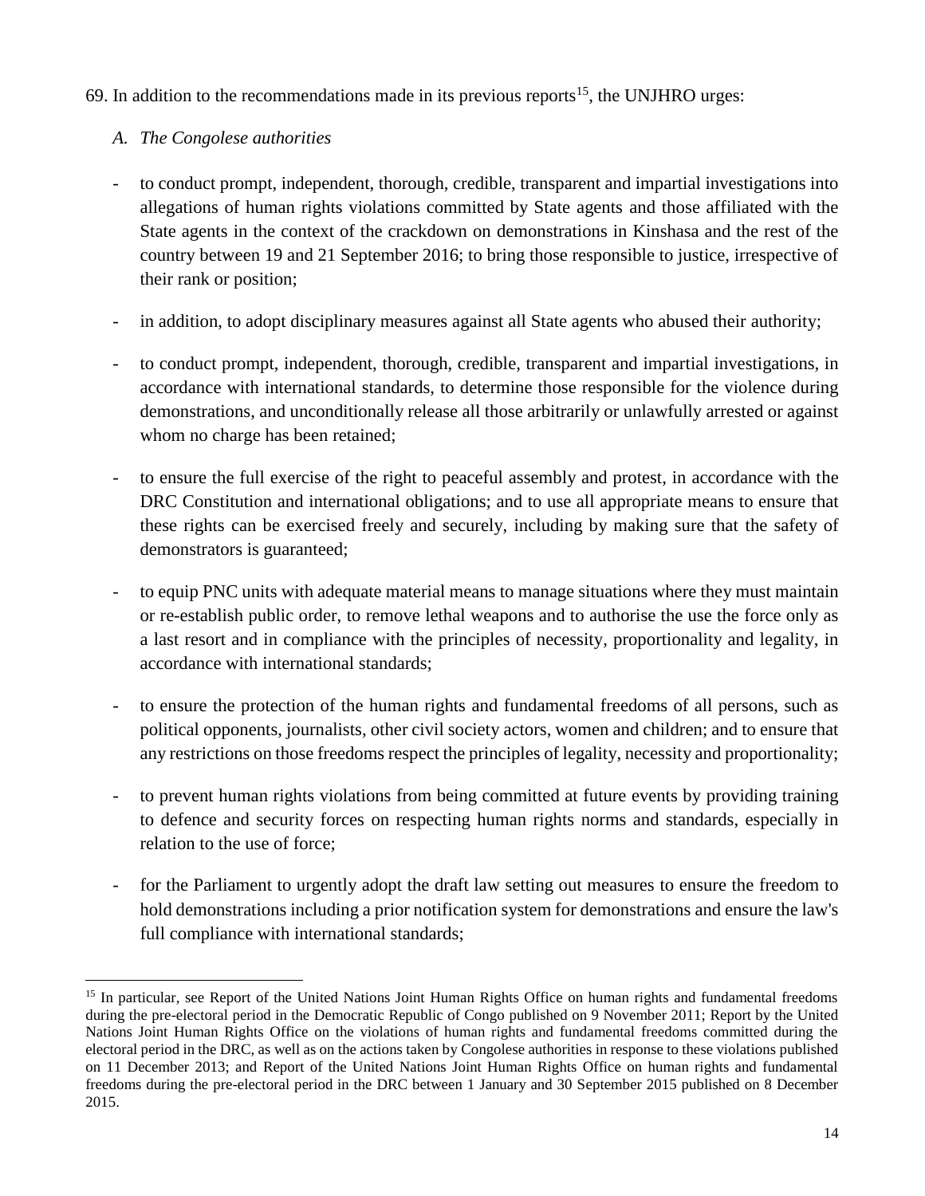69. In addition to the recommendations made in its previous reports[15], the UNJHRO urges:

*A. The Congolese authorities*

- to conduct prompt, independent, thorough, credible, transparent and impartial investigations into allegations of human rights violations committed by State agents and those affiliated with the State agents in the context of the crackdown on demonstrations in Kinshasa and the rest of the country between 19 and 21 September 2016; to bring those responsible to justice, irrespective of their rank or position;
- in addition, to adopt disciplinary measures against all State agents who abused their authority;
- to conduct prompt, independent, thorough, credible, transparent and impartial investigations, in accordance with international standards, to determine those responsible for the violence during demonstrations, and unconditionally release all those arbitrarily or unlawfully arrested or against whom no charge has been retained;
- to ensure the full exercise of the right to peaceful assembly and protest, in accordance with the DRC Constitution and international obligations; and to use all appropriate means to ensure that these rights can be exercised freely and securely, including by making sure that the safety of demonstrators is guaranteed;
- to equip PNC units with adequate material means to manage situations where they must maintain or re-establish public order, to remove lethal weapons and to authorise the use the force only as a last resort and in compliance with the principles of necessity, proportionality and legality, in accordance with international standards;
- to ensure the protection of the human rights and fundamental freedoms of all persons, such as political opponents, journalists, other civil society actors, women and children; and to ensure that any restrictions on those freedoms respect the principles of legality, necessity and proportionality;
- to prevent human rights violations from being committed at future events by providing training to defence and security forces on respecting human rights norms and standards, especially in relation to the use of force;
- for the Parliament to urgently adopt the draft law setting out measures to ensure the freedom to hold demonstrations including a prior notification system for demonstrations and ensure the law's full compliance with international standards;

---

[15] In particular, see Report of the United Nations Joint Human Rights Office on human rights and fundamental freedoms during the pre-electoral period in the Democratic Republic of Congo published on 9 November 2011; Report by the United Nations Joint Human Rights Office on the violations of human rights and fundamental freedoms committed during the electoral period in the DRC, as well as on the actions taken by Congolese authorities in response to these violations published on 11 December 2013; and Report of the United Nations Joint Human Rights Office on human rights and fundamental freedoms during the pre-electoral period in the DRC between 1 January and 30 September 2015 published on 8 December 2015.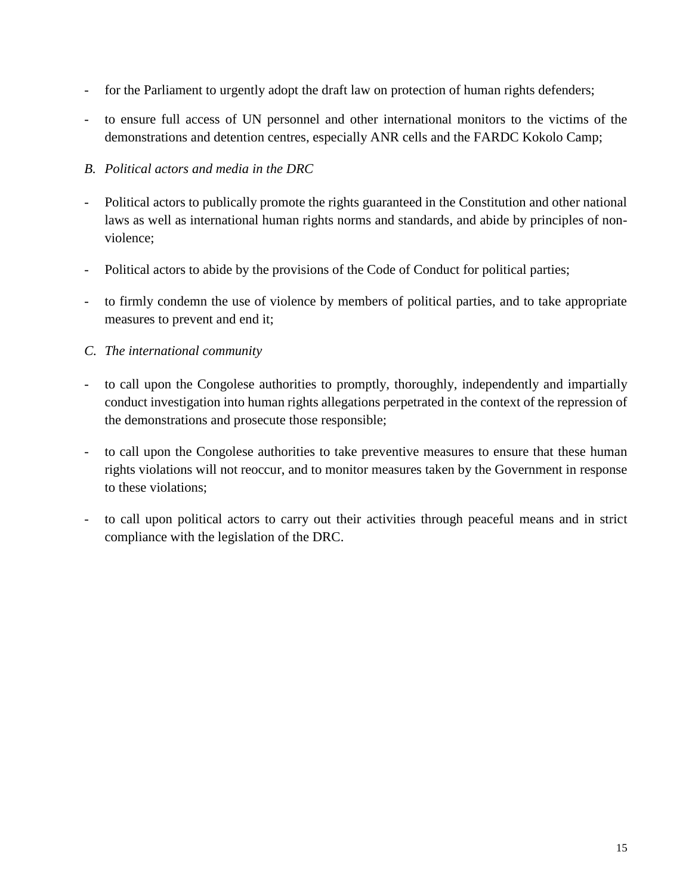- for the Parliament to urgently adopt the draft law on protection of human rights defenders;

- to ensure full access of UN personnel and other international monitors to the victims of the demonstrations and detention centres, especially ANR cells and the FARDC Kokolo Camp;

*B. Political actors and media in the DRC*

- Political actors to publically promote the rights guaranteed in the Constitution and other national laws as well as international human rights norms and standards, and abide by principles of non-violence;

- Political actors to abide by the provisions of the Code of Conduct for political parties;

- to firmly condemn the use of violence by members of political parties, and to take appropriate measures to prevent and end it;

*C. The international community*

- to call upon the Congolese authorities to promptly, thoroughly, independently and impartially conduct investigation into human rights allegations perpetrated in the context of the repression of the demonstrations and prosecute those responsible;

- to call upon the Congolese authorities to take preventive measures to ensure that these human rights violations will not reoccur, and to monitor measures taken by the Government in response to these violations;

- to call upon political actors to carry out their activities through peaceful means and in strict compliance with the legislation of the DRC.